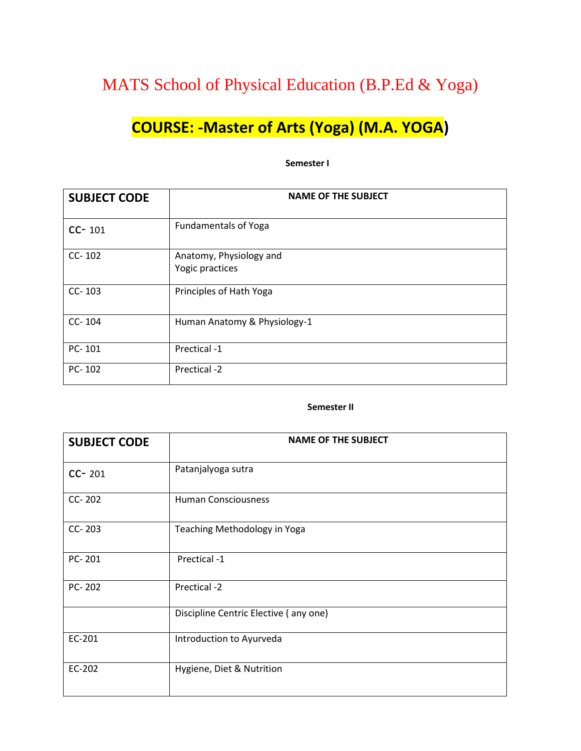# MATS School of Physical Education (B.P.Ed & Yoga)

## COURSE: -Master of Arts (Yoga) (M.A. YOGA)

**Semester I**

| SUBJECT CODE | NAME OF THE SUBJECT |
|---|---|
| CC- 101 | Fundamentals of Yoga |
| CC- 102 | Anatomy, Physiology and Yogic practices |
| CC- 103 | Principles of Hath Yoga |
| CC- 104 | Human Anatomy & Physiology-1 |
| PC- 101 | Prectical -1 |
| PC- 102 | Prectical -2 |

**Semester II**

| SUBJECT CODE | NAME OF THE SUBJECT |
|---|---|
| CC- 201 | Patanjalyoga sutra |
| CC- 202 | Human Consciousness |
| CC- 203 | Teaching Methodology in Yoga |
| PC- 201 | Prectical -1 |
| PC- 202 | Prectical -2 |
| | Discipline Centric Elective ( any one) |
| EC-201 | Introduction to Ayurveda |
| EC-202 | Hygiene, Diet & Nutrition |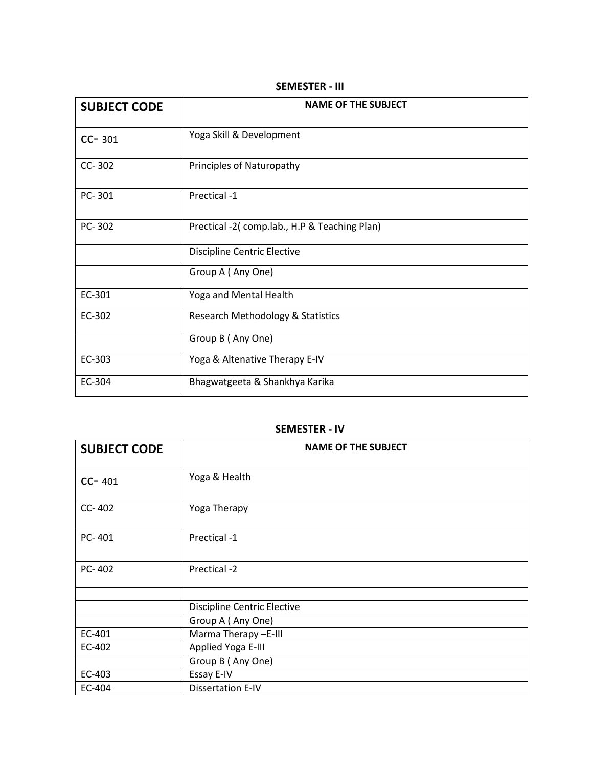## SEMESTER - III

| SUBJECT CODE | NAME OF THE SUBJECT |
|---|---|
| CC- 301 | Yoga Skill & Development |
| CC- 302 | Principles of Naturopathy |
| PC- 301 | Prectical -1 |
| PC- 302 | Prectical -2( comp.lab., H.P & Teaching Plan) |
| | Discipline Centric Elective |
| | Group A ( Any One) |
| EC-301 | Yoga and Mental Health |
| EC-302 | Research Methodology & Statistics |
| | Group B ( Any One) |
| EC-303 | Yoga & Altenative Therapy E-IV |
| EC-304 | Bhagwatgeeta & Shankhya Karika |

## SEMESTER - IV

| SUBJECT CODE | NAME OF THE SUBJECT |
|---|---|
| CC- 401 | Yoga & Health |
| CC- 402 | Yoga Therapy |
| PC- 401 | Prectical -1 |
| PC- 402 | Prectical -2 |
| | |
| | Discipline Centric Elective |
| | Group A ( Any One) |
| EC-401 | Marma Therapy –E-III |
| EC-402 | Applied Yoga E-III |
| | Group B ( Any One) |
| EC-403 | Essay E-IV |
| EC-404 | Dissertation E-IV |